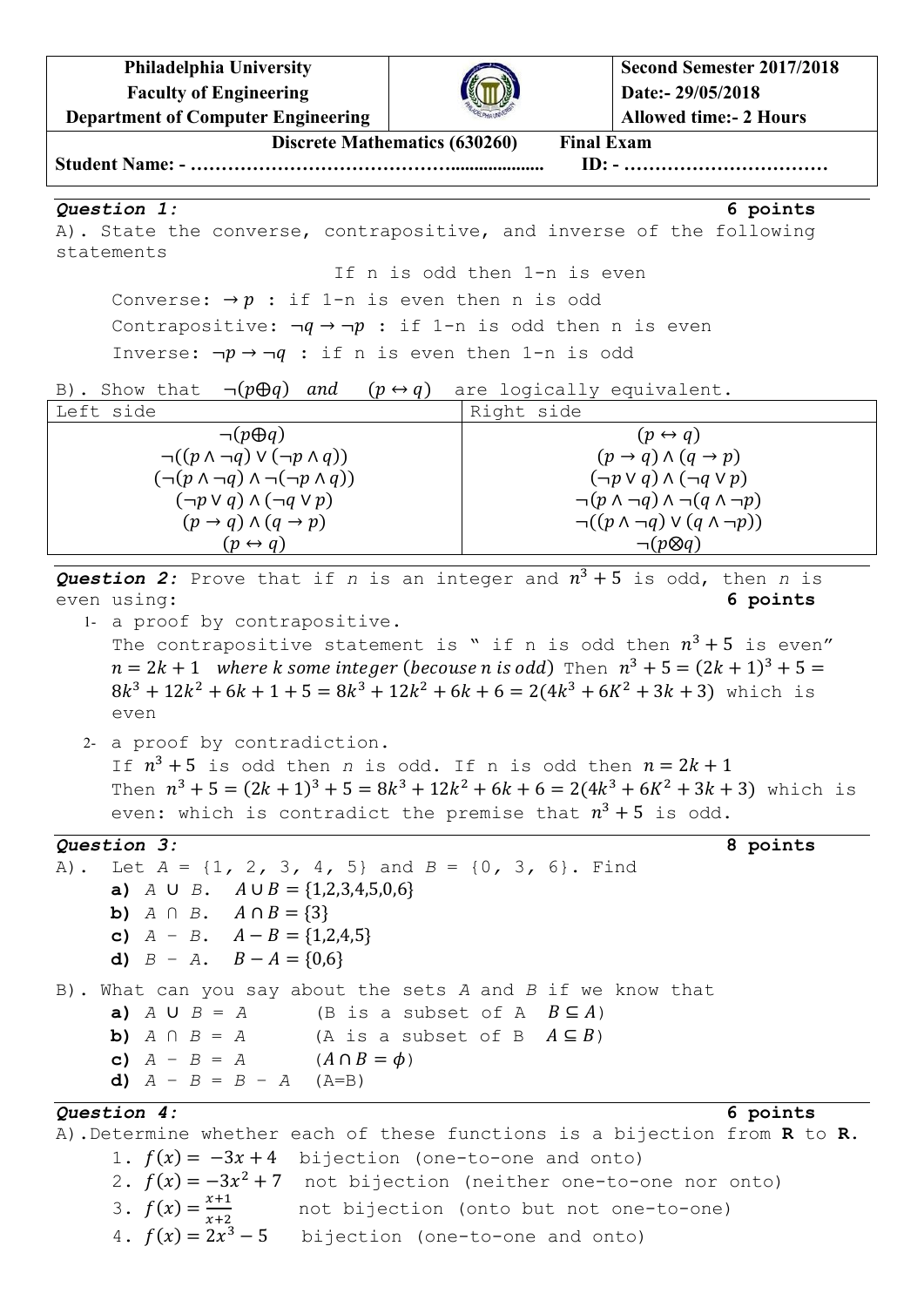| Philadelphia University<br>Faculty of Engineering<br>Department of Computer Engineering | | Second Semester 2017/2018<br>Date:- 29/05/2018<br>Allowed time:- 2 Hours |
|---|---|---|

**Discrete Mathematics (630260) Final Exam**

**Student Name: - ………………………………….................. ID: - ……………………………**

***Question 1:*** **6 points**

A). State the converse, contrapositive, and inverse of the following statements

If n is odd then 1-n is even

Converse: $\rightarrow p$ : if 1-n is even then n is odd

Contrapositive: $\neg q \rightarrow \neg p$ : if 1-n is odd then n is even

Inverse: $\neg p \rightarrow \neg q$ : if n is even then 1-n is odd

B). Show that $\neg(p \oplus q)$ *and* $(p \leftrightarrow q)$ are logically equivalent.

| Left side | Right side |
|---|---|
| $\neg(p \oplus q)$ | $(p \leftrightarrow q)$ |
| $\neg((p \wedge \neg q) \vee (\neg p \wedge q))$ | $(p \rightarrow q) \wedge (q \rightarrow p)$ |
| $(\neg(p \wedge \neg q) \wedge \neg(\neg p \wedge q))$ | $(\neg p \vee q) \wedge (\neg q \vee p)$ |
| $(\neg p \vee q) \wedge (\neg q \vee p)$ | $\neg(p \wedge \neg q) \wedge \neg(q \wedge \neg p)$ |
| $(p \rightarrow q) \wedge (q \rightarrow p)$ | $\neg((p \wedge \neg q) \vee (q \wedge \neg p))$ |
| $(p \leftrightarrow q)$ | $\neg(p \otimes q)$ |

***Question 2:*** Prove that if $n$ is an integer and $n^3 + 5$ is odd, then $n$ is even using: **6 points**

1- a proof by contrapositive.
The contrapositive statement is " if n is odd then $n^3 + 5$ is even"
$n = 2k + 1$ *where k some integer (becouse n is odd)* Then $n^3 + 5 = (2k+1)^3 + 5 = 8k^3 + 12k^2 + 6k + 1 + 5 = 8k^3 + 12k^2 + 6k + 6 = 2(4k^3 + 6K^2 + 3k + 3)$ which is even

2- a proof by contradiction.
If $n^3 + 5$ is odd then $n$ is odd. If n is odd then $n = 2k + 1$
Then $n^3 + 5 = (2k+1)^3 + 5 = 8k^3 + 12k^2 + 6k + 6 = 2(4k^3 + 6K^2 + 3k + 3)$ which is even: which is contradict the premise that $n^3 + 5$ is odd.

***Question 3:*** **8 points**

A). Let $A$ = {1, 2, 3, 4, 5} and $B$ = {0, 3, 6}. Find

**a)** $A \cup B$. $A \cup B = \{1,2,3,4,5,0,6\}$

**b)** $A \cap B$. $A \cap B = \{3\}$

**c)** $A - B$. $A - B = \{1,2,4,5\}$

**d)** $B - A$. $B - A = \{0,6\}$

B). What can you say about the sets $A$ and $B$ if we know that

**a)** $A \cup B = A$ (B is a subset of A $B \subseteq A$)

**b)** $A \cap B = A$ (A is a subset of B $A \subseteq B$)

**c)** $A - B = A$ ($A \cap B = \phi$)

**d)** $A - B = B - A$ (A=B)

***Question 4:*** **6 points**

A). Determine whether each of these functions is a bijection from **R** to **R**.

1. $f(x) = -3x + 4$ bijection (one-to-one and onto)
2. $f(x) = -3x^2 + 7$ not bijection (neither one-to-one nor onto)
3. $f(x) = \frac{x+1}{x+2}$ not bijection (onto but not one-to-one)
4. $f(x) = 2x^3 - 5$ bijection (one-to-one and onto)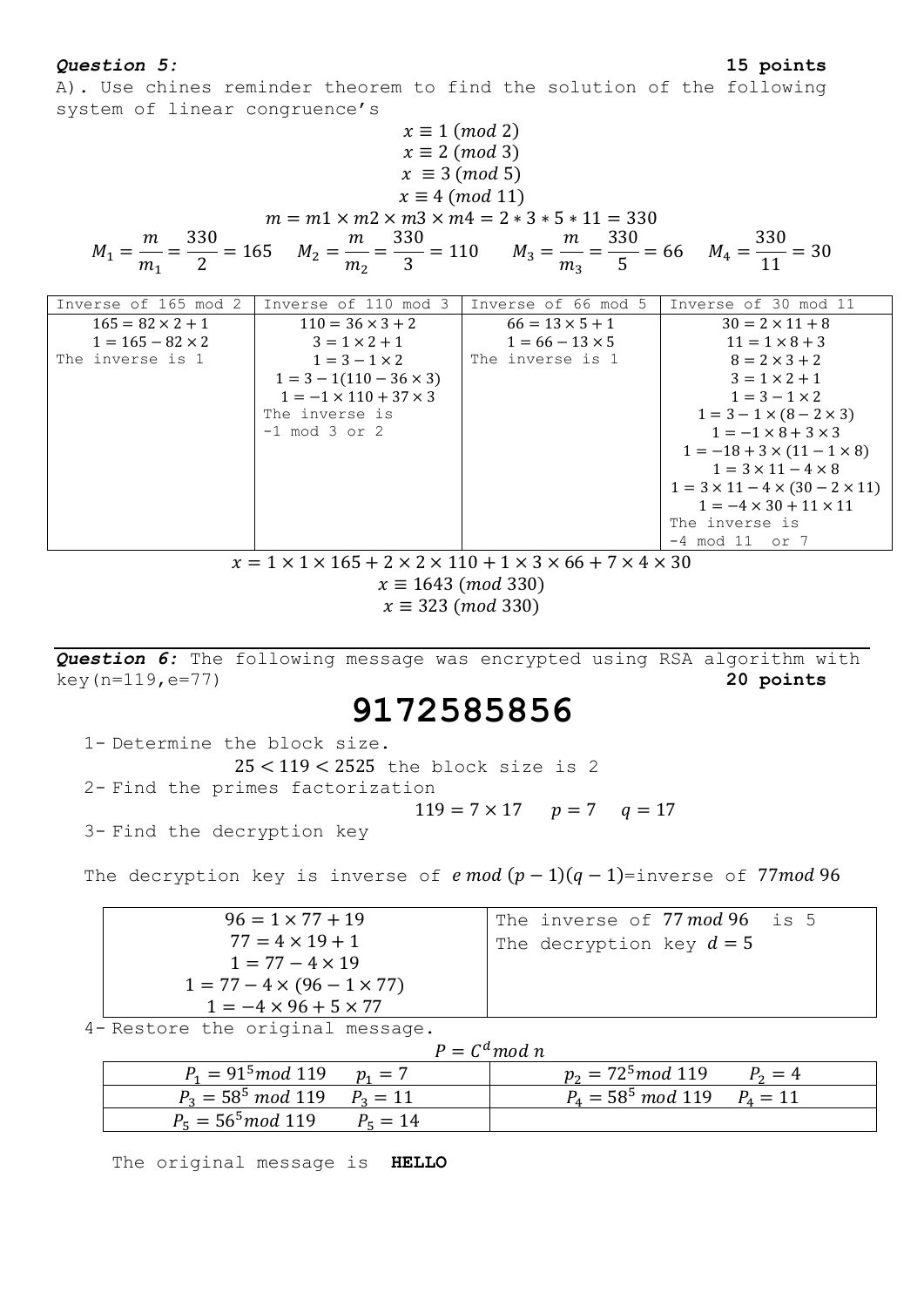***Question 5:*** **15 points**

A). Use chines reminder theorem to find the solution of the following system of linear congruence's

$$x \equiv 1\ (mod\ 2)$$
$$x \equiv 2\ (mod\ 3)$$
$$x \equiv 3\ (mod\ 5)$$
$$x \equiv 4\ (mod\ 11)$$
$$m = m1 \times m2 \times m3 \times m4 = 2 * 3 * 5 * 11 = 330$$
$$M_1 = \frac{m}{m_1} = \frac{330}{2} = 165 \quad M_2 = \frac{m}{m_2} = \frac{330}{3} = 110 \quad M_3 = \frac{m}{m_3} = \frac{330}{5} = 66 \quad M_4 = \frac{330}{11} = 30$$

| Inverse of 165 mod 2 | Inverse of 110 mod 3 | Inverse of 66 mod 5 | Inverse of 30 mod 11 |
|---|---|---|---|
| $165 = 82 \times 2 + 1$<br>$1 = 165 - 82 \times 2$<br>The inverse is 1 | $110 = 36 \times 3 + 2$<br>$3 = 1 \times 2 + 1$<br>$1 = 3 - 1 \times 2$<br>$1 = 3 - 1(110 - 36 \times 3)$<br>$1 = -1 \times 110 + 37 \times 3$<br>The inverse is -1 mod 3 or 2 | $66 = 13 \times 5 + 1$<br>$1 = 66 - 13 \times 5$<br>The inverse is 1 | $30 = 2 \times 11 + 8$<br>$11 = 1 \times 8 + 3$<br>$8 = 2 \times 3 + 2$<br>$3 = 1 \times 2 + 1$<br>$1 = 3 - 1 \times 2$<br>$1 = 3 - 1 \times (8 - 2 \times 3)$<br>$1 = -1 \times 8 + 3 \times 3$<br>$1 = -18 + 3 \times (11 - 1 \times 8)$<br>$1 = 3 \times 11 - 4 \times 8$<br>$1 = 3 \times 11 - 4 \times (30 - 2 \times 11)$<br>$1 = -4 \times 30 + 11 \times 11$<br>The inverse is -4 mod 11 or 7 |

$$x = 1 \times 1 \times 165 + 2 \times 2 \times 110 + 1 \times 3 \times 66 + 7 \times 4 \times 30$$
$$x \equiv 1643\ (mod\ 330)$$
$$x \equiv 323\ (mod\ 330)$$

***Question 6:*** The following message was encrypted using RSA algorithm with key(n=119,e=77) **20 points**

# 9172585856

1- Determine the block size.

$25 < 119 < 2525$ the block size is 2

2- Find the primes factorization

$119 = 7 \times 17 \quad p = 7 \quad q = 17$

3- Find the decryption key

The decryption key is inverse of $e\ mod\ (p-1)(q-1)$=inverse of $77 mod\ 96$

| | |
|---|---|
| $96 = 1 \times 77 + 19$<br>$77 = 4 \times 19 + 1$<br>$1 = 77 - 4 \times 19$<br>$1 = 77 - 4 \times (96 - 1 \times 77)$<br>$1 = -4 \times 96 + 5 \times 77$ | The inverse of $77\ mod\ 96$ is 5<br>The decryption key $d = 5$ |

4- Restore the original message.

$$P = C^d mod\ n$$

| | |
|---|---|
| $P_1 = 91^5 mod\ 119 \quad p_1 = 7$ | $p_2 = 72^5 mod\ 119 \quad P_2 = 4$ |
| $P_3 = 58^5\ mod\ 119 \quad P_3 = 11$ | $P_4 = 58^5\ mod\ 119 \quad P_4 = 11$ |
| $P_5 = 56^5 mod\ 119 \quad P_5 = 14$ | |

The original message is **HELLO**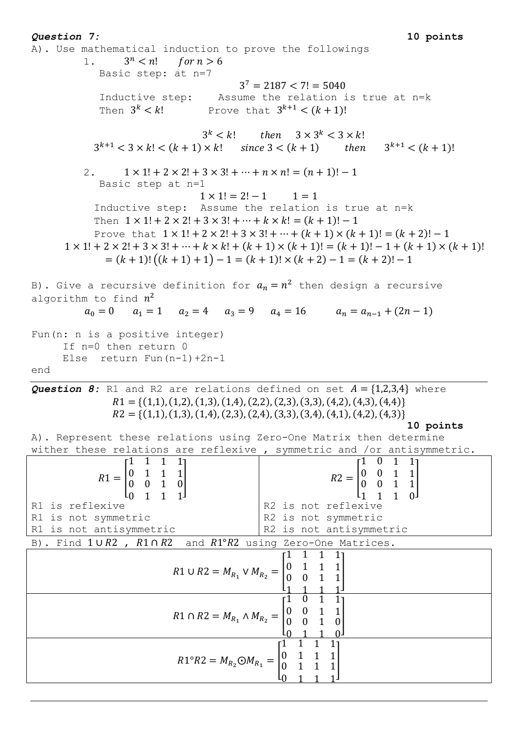***Question 7:*** **10 points**

A). Use mathematical induction to prove the followings

1. $3^n < n! \quad for\ n > 6$

   Basic step: at n=7

$$3^7 = 2187 < 7! = 5040$$

   Inductive step: Assume the relation is true at n=k

   Then $3^k < k!$ Prove that $3^{k+1} < (k+1)!$

$$3^k < k! \qquad then \quad 3 \times 3^k < 3 \times k!$$

$$3^{k+1} < 3 \times k! < (k+1) \times k! \qquad since\ 3 < (k+1) \qquad then \qquad 3^{k+1} < (k+1)!$$

2. $1 \times 1! + 2 \times 2! + 3 \times 3! + \cdots + n \times n! = (n+1)! - 1$

   Basic step at n=1

$$1 \times 1! = 2! - 1 \qquad 1 = 1$$

   Inductive step: Assume the relation is true at n=k

   Then $1 \times 1! + 2 \times 2! + 3 \times 3! + \cdots + k \times k! = (k+1)! - 1$

   Prove that $1 \times 1! + 2 \times 2! + 3 \times 3! + \cdots + (k+1) \times (k+1)! = (k+2)! - 1$

$$1 \times 1! + 2 \times 2! + 3 \times 3! + \cdots + k \times k! + (k+1) \times (k+1)! = (k+1)! - 1 + (k+1) \times (k+1)!$$

$$= (k+1)!\left((k+1)+1\right) - 1 = (k+1)! \times (k+2) - 1 = (k+2)! - 1$$

B). Give a recursive definition for $a_n = n^2$ then design a recursive algorithm to find $n^2$

$$a_0 = 0 \quad a_1 = 1 \quad a_2 = 4 \quad a_3 = 9 \quad a_4 = 16 \qquad a_n = a_{n-1} + (2n-1)$$

```
Fun(n: n is a positive integer)
     If n=0 then return 0
     Else  return Fun(n-1)+2n-1
end
```

---

***Question 8:*** R1 and R2 are relations defined on set $A = \{1,2,3,4\}$ where

$$R1 = \{(1,1),(1,2),(1,3),(1,4),(2,2),(2,3),(3,3),(4,2),(4,3),(4,4)\}$$

$$R2 = \{(1,1),(1,3),(1,4),(2,3),(2,4),(3,3),(3,4),(4,1),(4,2),(4,3)\}$$

**10 points**

A). Represent these relations using Zero-One Matrix then determine wither these relations are reflexive , symmetric and /or antisymmetric.

| $R1 = \begin{bmatrix} 1 & 1 & 1 & 1 \\ 0 & 1 & 1 & 1 \\ 0 & 0 & 1 & 0 \\ 0 & 1 & 1 & 1 \end{bmatrix}$ | $R2 = \begin{bmatrix} 1 & 0 & 1 & 1 \\ 0 & 0 & 1 & 1 \\ 0 & 0 & 1 & 1 \\ 1 & 1 & 1 & 0 \end{bmatrix}$ |
|---|---|
| R1 is reflexive<br>R1 is not symmetric<br>R1 is not antisymmetric | R2 is not reflexive<br>R2 is not symmetric<br>R2 is not antisymmetric |

B). Find $1 \cup R2$ , $R1 \cap R2$ and $R1 \circ R2$ using Zero-One Matrices.

| |
|---|
| $R1 \cup R2 = M_{R_1} \vee M_{R_2} = \begin{bmatrix} 1 & 1 & 1 & 1 \\ 0 & 1 & 1 & 1 \\ 0 & 0 & 1 & 1 \\ 1 & 1 & 1 & 1 \end{bmatrix}$ |
| $R1 \cap R2 = M_{R_1} \wedge M_{R_2} = \begin{bmatrix} 1 & 0 & 1 & 1 \\ 0 & 0 & 1 & 1 \\ 0 & 0 & 1 & 0 \\ 0 & 1 & 1 & 0 \end{bmatrix}$ |
| $R1 \circ R2 = M_{R_2} \odot M_{R_1} = \begin{bmatrix} 1 & 1 & 1 & 1 \\ 0 & 1 & 1 & 1 \\ 0 & 1 & 1 & 1 \\ 0 & 1 & 1 & 1 \end{bmatrix}$ |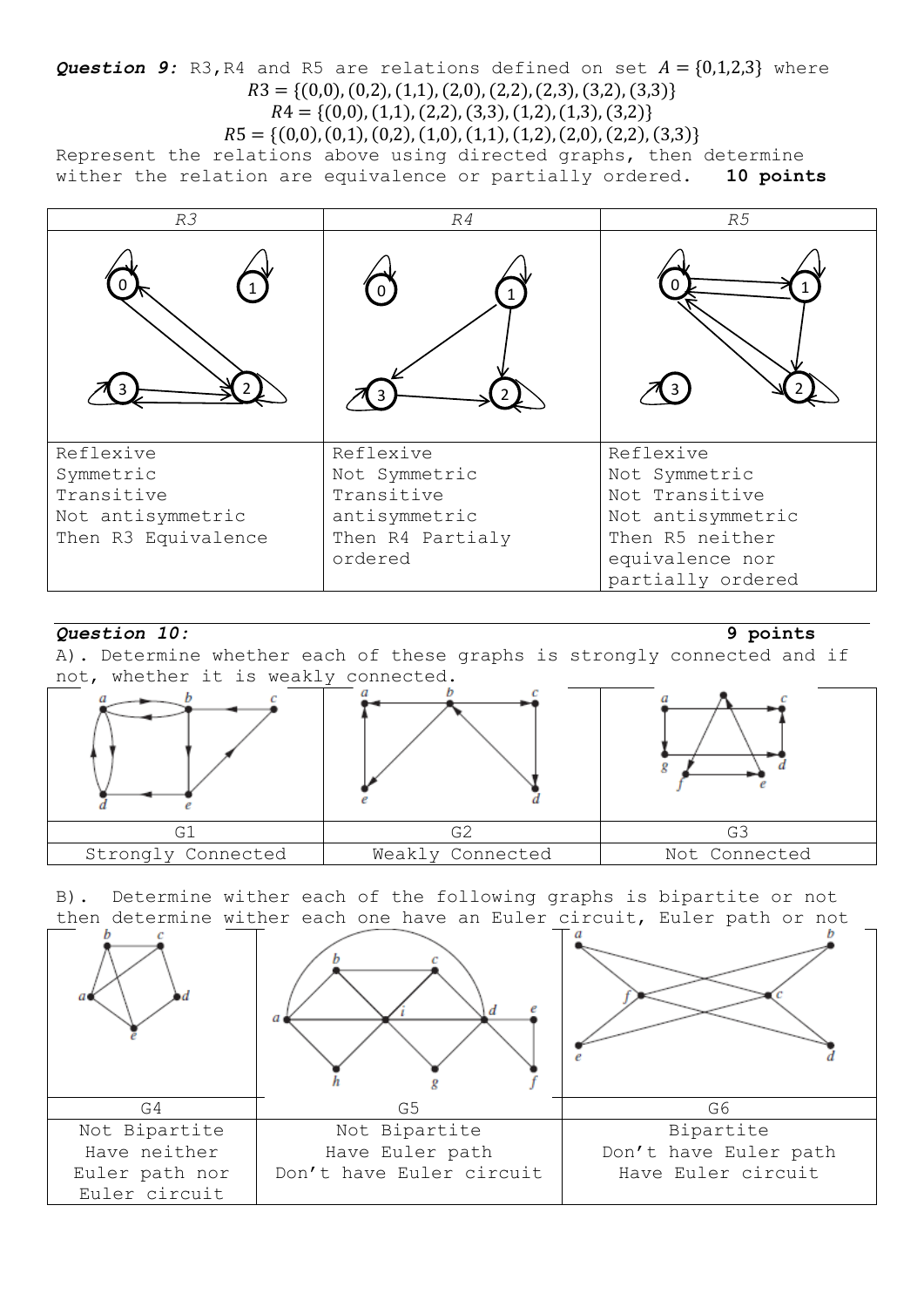***Question 9:*** R3, R4 and R5 are relations defined on set $A = \{0,1,2,3\}$ where

$$R3 = \{(0,0),(0,2),(1,1),(2,0),(2,2),(2,3),(3,2),(3,3)\}$$
$$R4 = \{(0,0),(1,1),(2,2),(3,3),(1,2),(1,3),(3,2)\}$$
$$R5 = \{(0,0),(0,1),(0,2),(1,0),(1,1),(1,2),(2,0),(2,2),(3,3)\}$$

Represent the relations above using directed graphs, then determine wither the relation are equivalence or partially ordered. **10 points**

| *R3* | *R4* | *R5* |
|---|---|---|
| | | |
| Reflexive<br>Symmetric<br>Transitive<br>Not antisymmetric<br>Then R3 Equivalence | Reflexive<br>Not Symmetric<br>Transitive<br>antisymmetric<br>Then R4 Partialy ordered | Reflexive<br>Not Symmetric<br>Not Transitive<br>Not antisymmetric<br>Then R5 neither equivalence nor partially ordered |

***Question 10:*** **9 points**

A). Determine whether each of these graphs is strongly connected and if not, whether it is weakly connected.

| G1 | G2 | G3 |
|---|---|---|
| Strongly Connected | Weakly Connected | Not Connected |

B). Determine wither each of the following graphs is bipartite or not then determine wither each one have an Euler circuit, Euler path or not

| G4 | G5 | G6 |
|---|---|---|
| Not Bipartite<br>Have neither Euler path nor Euler circuit | Not Bipartite<br>Have Euler path<br>Don't have Euler circuit | Bipartite<br>Don't have Euler path<br>Have Euler circuit |